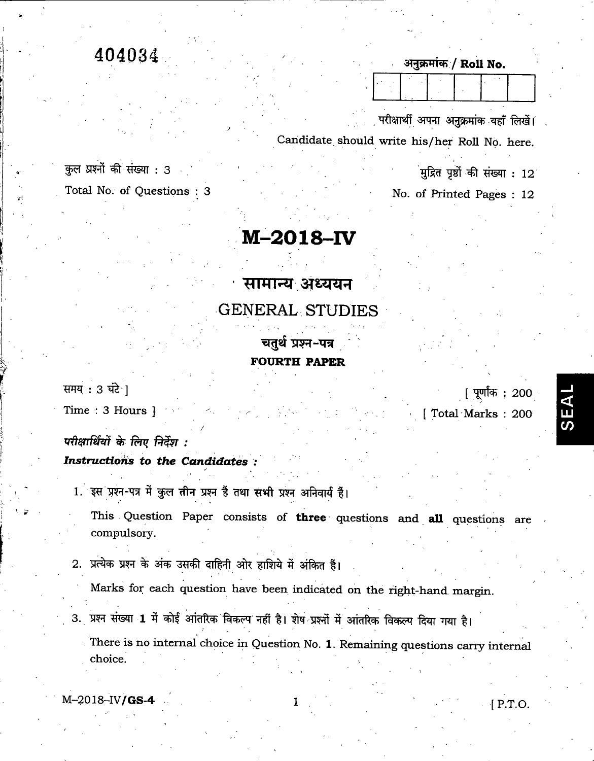404034

अनुक्रमांक / Roll No.

| | | | | | |
|---|---|---|---|---|---|
| | | | | | |

परीक्षार्थी अपना अनुक्रमांक यहाँ लिखें।

Candidate should write his/her Roll No. here.

कुल प्रश्नों की संख्या : 3

Total No. of Questions : 3

मुद्रित पृष्ठों की संख्या : 12

No. of Printed Pages : 12

# M–2018–IV

## सामान्य अध्ययन

## GENERAL STUDIES

### चतुर्थ प्रश्न-पत्र

### FOURTH PAPER

समय : 3 घंटे ]

Time : 3 Hours ]

[ पूर्णांक : 200

[ Total Marks : 200

***परीक्षार्थियों के लिए निर्देश :***

***Instructions to the Candidates :***

1. इस प्रश्न-पत्र में कुल **तीन** प्रश्न हैं तथा **सभी** प्रश्न अनिवार्य हैं।

   This Question Paper consists of **three** questions and **all** questions are compulsory.

2. प्रत्येक प्रश्न के अंक उसकी दाहिनी ओर हाशिये में अंकित हैं।

   Marks for each question have been indicated on the right-hand margin.

3. प्रश्न संख्या **1** में कोई आंतरिक विकल्प नहीं है। शेष प्रश्नों में आंतरिक विकल्प दिया गया है।

   There is no internal choice in Question No. **1**. Remaining questions carry internal choice.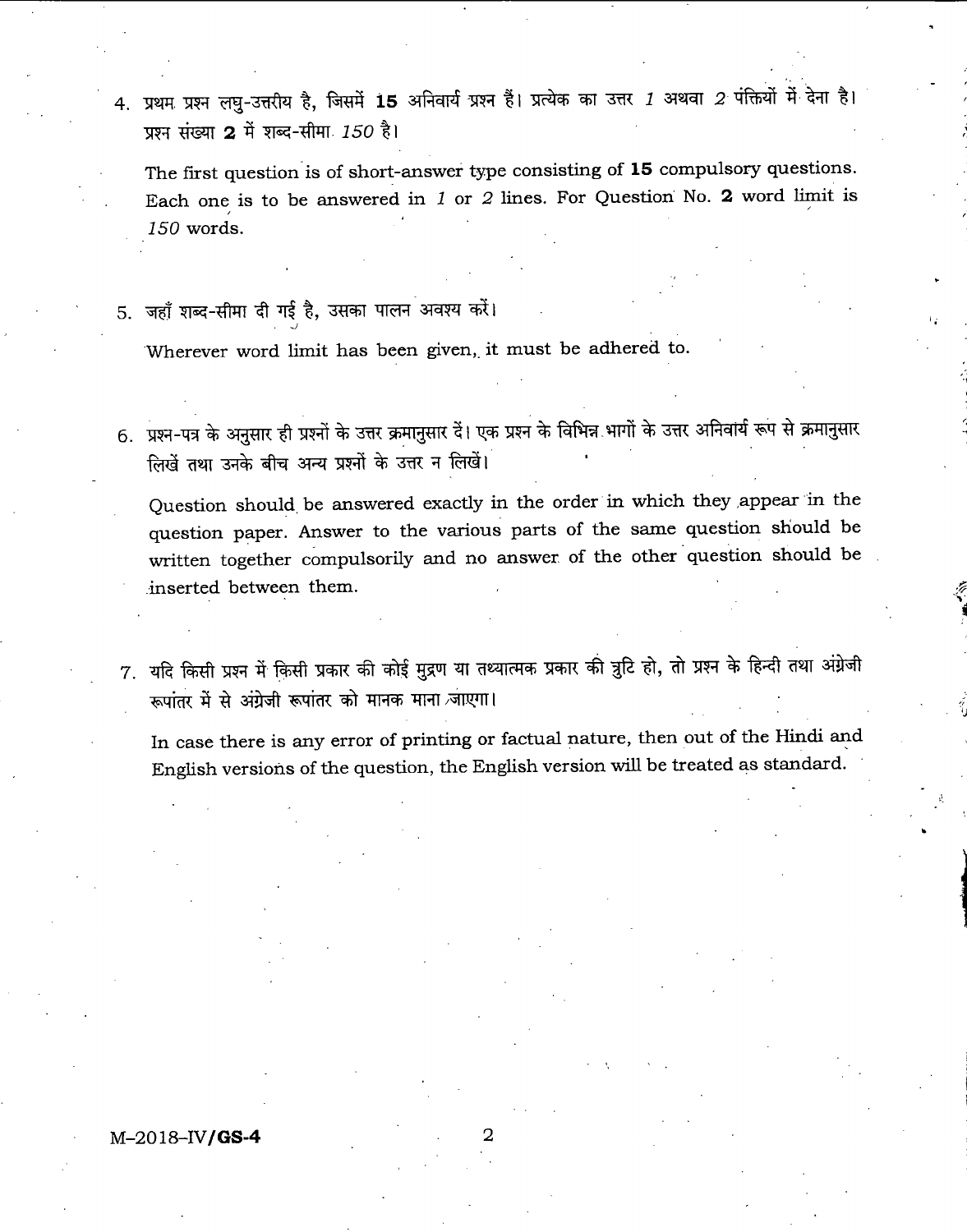4. प्रथम प्रश्न लघु-उत्तरीय है, जिसमें **15** अनिवार्य प्रश्न हैं। प्रत्येक का उत्तर *1* अथवा *2* पंक्तियों में देना है। प्रश्न संख्या **2** में शब्द-सीमा *150* है।

   The first question is of short-answer type consisting of **15** compulsory questions. Each one is to be answered in *1* or *2* lines. For Question No. **2** word limit is *150* words.

5. जहाँ शब्द-सीमा दी गई है, उसका पालन अवश्य करें।

   Wherever word limit has been given, it must be adhered to.

6. प्रश्न-पत्र के अनुसार ही प्रश्नों के उत्तर क्रमानुसार दें। एक प्रश्न के विभिन्न भागों के उत्तर अनिवार्य रूप से क्रमानुसार लिखें तथा उनके बीच अन्य प्रश्नों के उत्तर न लिखें।

   Question should be answered exactly in the order in which they appear in the question paper. Answer to the various parts of the same question should be written together compulsorily and no answer of the other question should be inserted between them.

7. यदि किसी प्रश्न में किसी प्रकार की कोई मुद्रण या तथ्यात्मक प्रकार की त्रुटि हो, तो प्रश्न के हिन्दी तथा अंग्रेजी रूपांतर में से अंग्रेजी रूपांतर को मानक माना जाएगा।

   In case there is any error of printing or factual nature, then out of the Hindi and English versions of the question, the English version will be treated as standard.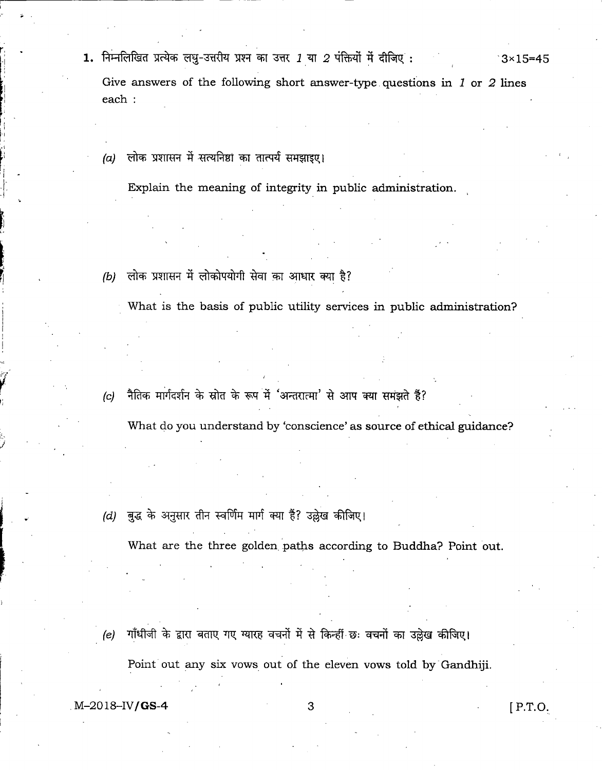**1.** निम्नलिखित प्रत्येक लघु-उत्तरीय प्रश्न का उत्तर *1* या *2* पंक्तियों में दीजिए : 3×15=45

Give answers of the following short answer-type questions in *1* or *2* lines each :

*(a)* लोक प्रशासन में सत्यनिष्ठा का तात्पर्य समझाइए।

Explain the meaning of integrity in public administration.

*(b)* लोक प्रशासन में लोकोपयोगी सेवा का आधार क्या है?

What is the basis of public utility services in public administration?

*(c)* नैतिक मार्गदर्शन के स्रोत के रूप में 'अन्तरात्मा' से आप क्या समझते हैं?

What do you understand by 'conscience' as source of ethical guidance?

*(d)* बुद्ध के अनुसार तीन स्वर्णिम मार्ग क्या हैं? उल्लेख कीजिए।

What are the three golden paths according to Buddha? Point out.

*(e)* गाँधीजी के द्वारा बताए गए ग्यारह वचनों में से किन्हीं छः वचनों का उल्लेख कीजिए।

Point out any six vows out of the eleven vows told by Gandhiji.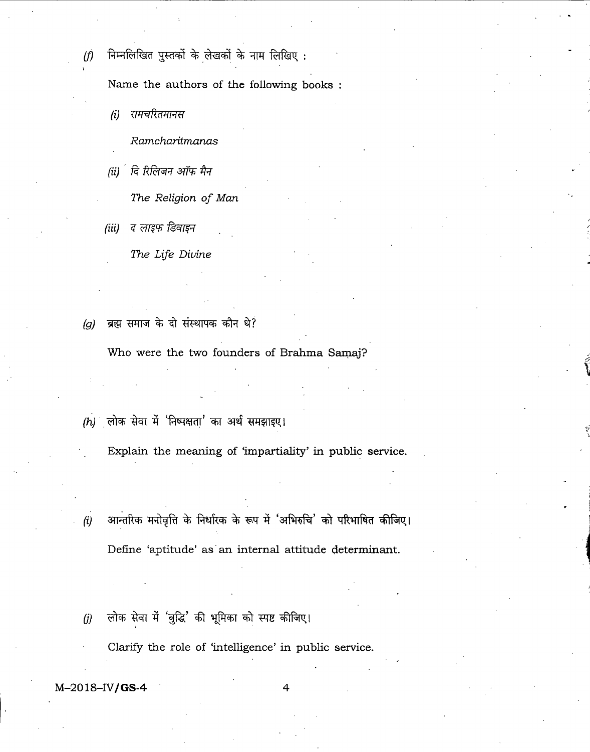(f) निम्नलिखित पुस्तकों के लेखकों के नाम लिखिए :

Name the authors of the following books :

(i) *रामचरितमानस*

*Ramcharitmanas*

(ii) *दि रिलिजन ऑफ मैन*

*The Religion of Man*

(iii) *द लाइफ डिवाइन*

*The Life Divine*

(g) ब्रह्म समाज के दो संस्थापक कौन थे?

Who were the two founders of Brahma Samaj?

(h) लोक सेवा में 'निष्पक्षता' का अर्थ समझाइए।

Explain the meaning of 'impartiality' in public service.

(i) आन्तरिक मनोवृत्ति के निर्धारक के रूप में 'अभिरुचि' को परिभाषित कीजिए।

Define 'aptitude' as an internal attitude determinant.

(j) लोक सेवा में 'बुद्धि' की भूमिका को स्पष्ट कीजिए।

Clarify the role of 'intelligence' in public service.

M–2018–IV/**GS-4**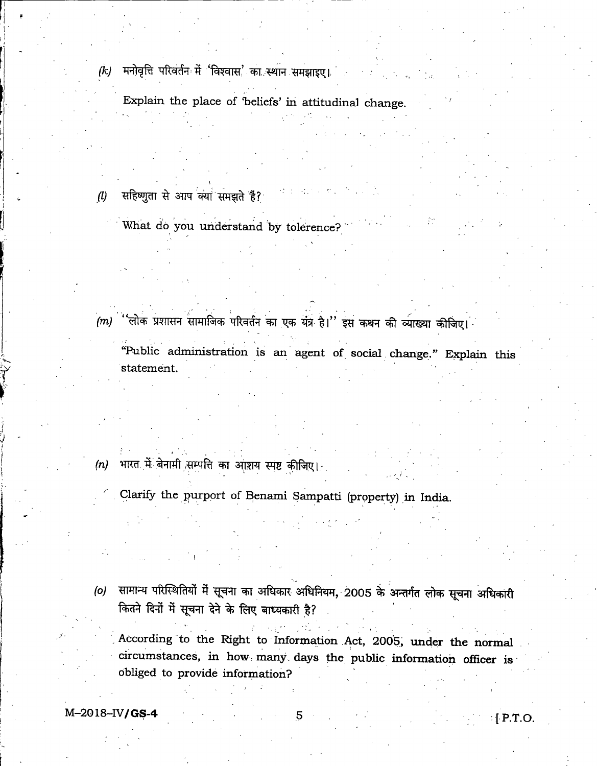*(k)* मनोवृत्ति परिवर्तन में 'विश्वास' का स्थान समझाइए।

Explain the place of 'beliefs' in attitudinal change.

*(l)* सहिष्णुता से आप क्या समझते हैं?

What do you understand by tolerence?

*(m)* "लोक प्रशासन सामाजिक परिवर्तन का एक यंत्र है।" इस कथन की व्याख्या कीजिए।

"Public administration is an agent of social change." Explain this statement.

*(n)* भारत में बेनामी सम्पत्ति का आशय स्पष्ट कीजिए।

Clarify the purport of Benami Sampatti (property) in India.

*(o)* सामान्य परिस्थितियों में सूचना का अधिकार अधिनियम, 2005 के अन्तर्गत लोक सूचना अधिकारी कितने दिनों में सूचना देने के लिए बाध्यकारी है?

According to the Right to Information Act, 2005, under the normal circumstances, in how many days the public information officer is obliged to provide information?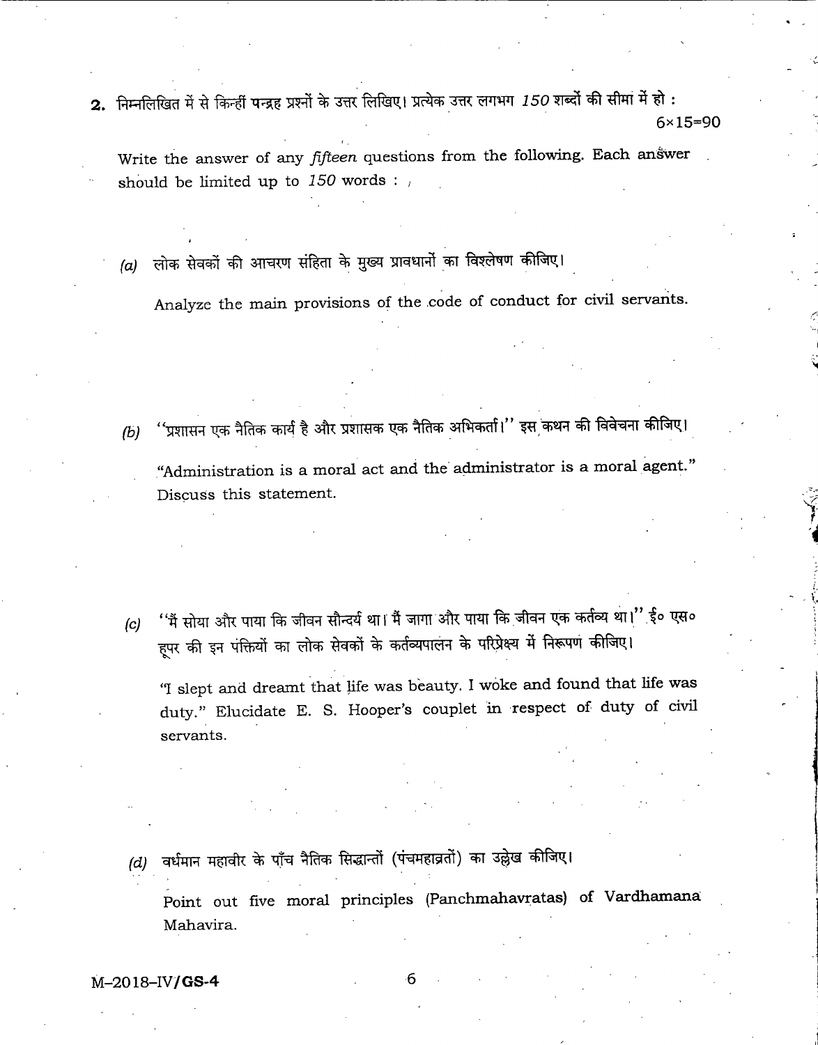**2.** निम्नलिखित में से किन्हीं **पन्द्रह** प्रश्नों के उत्तर लिखिए। प्रत्येक उत्तर लगभग *150* शब्दों की सीमा में हो : 6×15=90

Write the answer of any *fifteen* questions from the following. Each answer should be limited up to *150* words :

*(a)* लोक सेवकों की आचरण संहिता के मुख्य प्रावधानों का विश्लेषण कीजिए।

Analyze the main provisions of the code of conduct for civil servants.

*(b)* "प्रशासन एक नैतिक कार्य है और प्रशासक एक नैतिक अभिकर्ता।" इस कथन की विवेचना कीजिए।

"Administration is a moral act and the administrator is a moral agent." Discuss this statement.

*(c)* "मैं सोया और पाया कि जीवन सौन्दर्य था। मैं जागा और पाया कि जीवन एक कर्तव्य था।" ई० एस० हूपर की इन पंक्तियों का लोक सेवकों के कर्तव्यपालन के परिप्रेक्ष्य में निरूपण कीजिए।

"I slept and dreamt that life was beauty. I woke and found that life was duty." Elucidate E. S. Hooper's couplet in respect of duty of civil servants.

*(d)* वर्धमान महावीर के पाँच नैतिक सिद्धान्तों (पंचमहाव्रतों) का उल्लेख कीजिए।

Point out five moral principles (Panchmahavratas) of Vardhamana Mahavira.

M–2018–IV/**GS-4**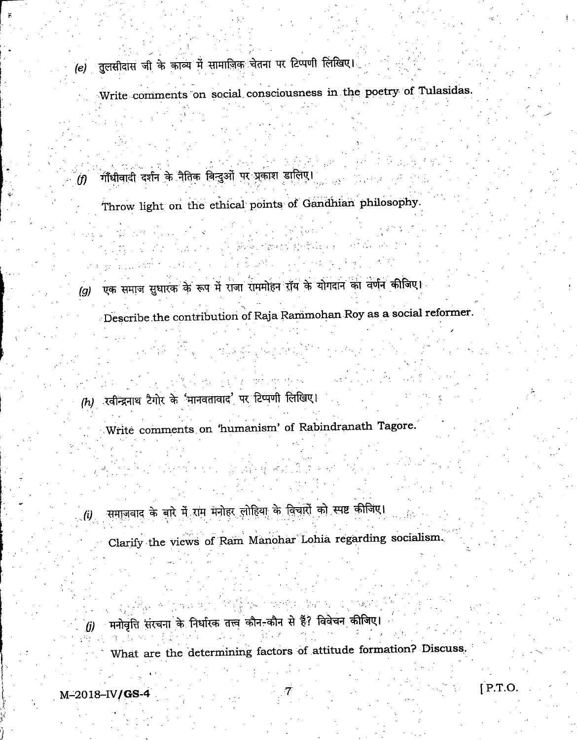(e) तुलसीदास जी के काव्य में सामाजिक चेतना पर टिप्पणी लिखिए।

Write comments on social consciousness in the poetry of Tulasidas.

(f) गाँधीवादी दर्शन के नैतिक बिन्दुओं पर प्रकाश डालिए।

Throw light on the ethical points of Gandhian philosophy.

(g) एक समाज सुधारक के रूप में राजा राममोहन रॉय के योगदान का वर्णन कीजिए।

Describe the contribution of Raja Rammohan Roy as a social reformer.

(h) रवीन्द्रनाथ टैगोर के 'मानवतावाद' पर टिप्पणी लिखिए।

Write comments on 'humanism' of Rabindranath Tagore.

(i) समाजवाद के बारे में राम मनोहर लोहिया के विचारों को स्पष्ट कीजिए।

Clarify the views of Ram Manohar Lohia regarding socialism.

(j) मनोवृत्ति संरचना के निर्धारक तत्त्व कौन-कौन से हैं? विवेचन कीजिए।

What are the determining factors of attitude formation? Discuss.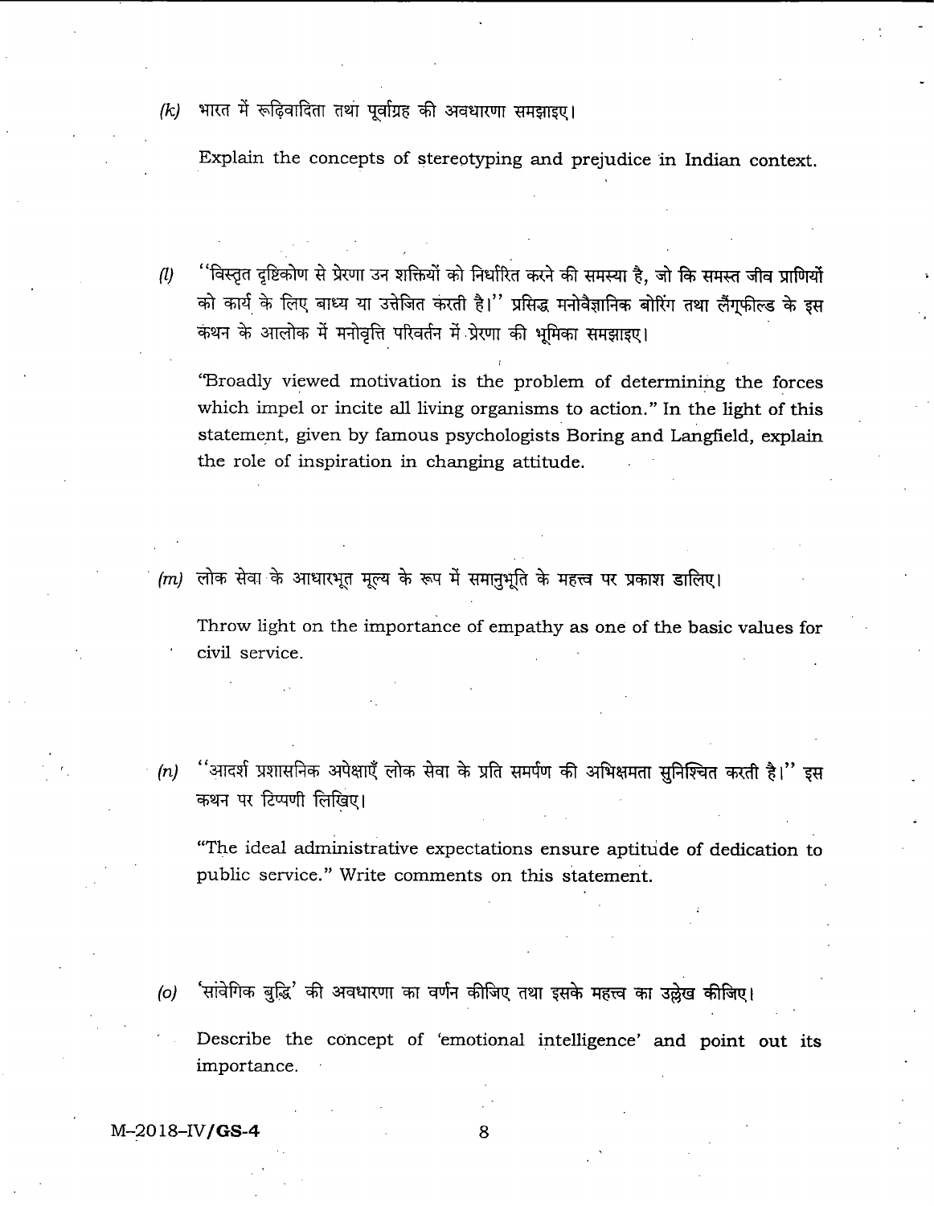*(k)* भारत में रूढ़िवादिता तथा पूर्वाग्रह की अवधारणा समझाइए।

Explain the concepts of stereotyping and prejudice in Indian context.

*(l)* ''विस्तृत दृष्टिकोण से प्रेरणा उन शक्तियों को निर्धारित करने की समस्या है, जो कि समस्त जीव प्राणियों को कार्य के लिए बाध्य या उत्तेजित करती है।'' प्रसिद्ध मनोवैज्ञानिक बोरिंग तथा लैंग्फील्ड के इस कथन के आलोक में मनोवृत्ति परिवर्तन में प्रेरणा की भूमिका समझाइए।

"Broadly viewed motivation is the problem of determining the forces which impel or incite all living organisms to action." In the light of this statement, given by famous psychologists Boring and Langfield, explain the role of inspiration in changing attitude.

*(m)* लोक सेवा के आधारभूत मूल्य के रूप में समानुभूति के महत्त्व पर प्रकाश डालिए।

Throw light on the importance of empathy as one of the basic values for civil service.

*(n)* ''आदर्श प्रशासनिक अपेक्षाएँ लोक सेवा के प्रति समर्पण की अभिक्षमता सुनिश्चित करती है।'' इस कथन पर टिप्पणी लिखिए।

"The ideal administrative expectations ensure aptitude of dedication to public service." Write comments on this statement.

*(o)* 'सांवेगिक बुद्धि' की अवधारणा का वर्णन कीजिए तथा इसके महत्त्व का उल्लेख कीजिए।

Describe the concept of 'emotional intelligence' and point out its importance.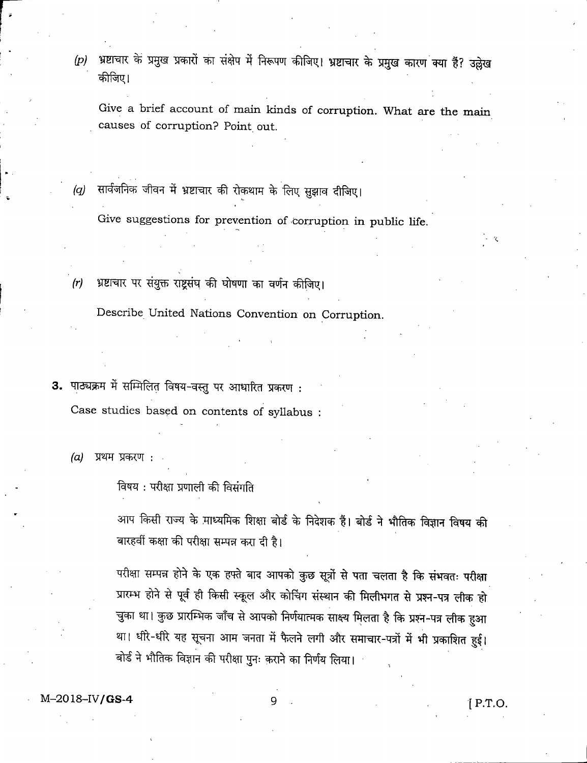*(p)* भ्रष्टाचार के प्रमुख प्रकारों का संक्षेप में निरूपण कीजिए। भ्रष्टाचार के प्रमुख कारण क्या हैं? उल्लेख कीजिए।

Give a brief account of main kinds of corruption. What are the main causes of corruption? Point out.

*(q)* सार्वजनिक जीवन में भ्रष्टाचार की रोकथाम के लिए सुझाव दीजिए।

Give suggestions for prevention of corruption in public life.

*(r)* भ्रष्टाचार पर संयुक्त राष्ट्रसंघ की घोषणा का वर्णन कीजिए।

Describe United Nations Convention on Corruption.

**3.** पाठ्यक्रम में सम्मिलित विषय-वस्तु पर आधारित प्रकरण :

Case studies based on contents of syllabus :

*(a)* प्रथम प्रकरण :

विषय : परीक्षा प्रणाली की विसंगति

आप किसी राज्य के माध्यमिक शिक्षा बोर्ड के निदेशक हैं। बोर्ड ने भौतिक विज्ञान विषय की बारहवीं कक्षा की परीक्षा सम्पन्न करा दी है।

परीक्षा सम्पन्न होने के एक हफ्ते बाद आपको कुछ सूत्रों से पता चलता है कि संभवतः परीक्षा प्रारम्भ होने से पूर्व ही किसी स्कूल और कोचिंग संस्थान की मिलीभगत से प्रश्न-पत्र लीक हो चुका था। कुछ प्रारम्भिक जाँच से आपको निर्णयात्मक साक्ष्य मिलता है कि प्रश्न-पत्र लीक हुआ था। धीरे-धीरे यह सूचना आम जनता में फैलने लगी और समाचार-पत्रों में भी प्रकाशित हुई। बोर्ड ने भौतिक विज्ञान की परीक्षा पुनः कराने का निर्णय लिया।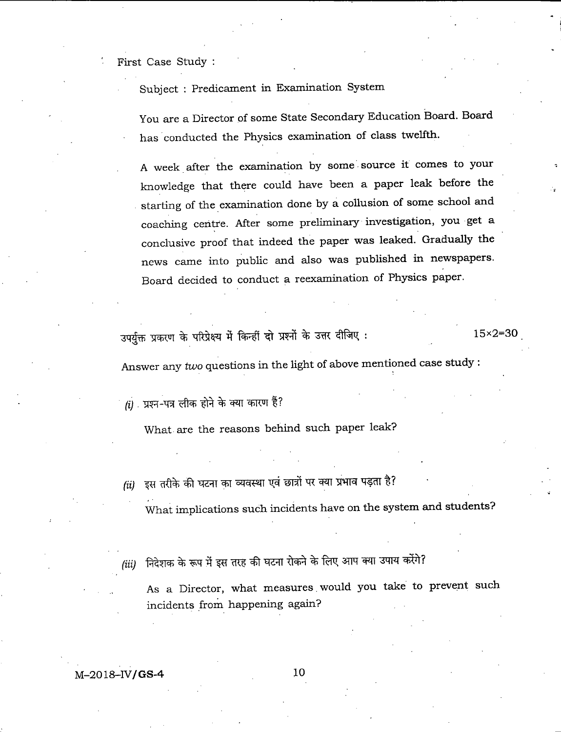First Case Study :

Subject : Predicament in Examination System

You are a Director of some State Secondary Education Board. Board has conducted the Physics examination of class twelfth.

A week after the examination by some source it comes to your knowledge that there could have been a paper leak before the starting of the examination done by a collusion of some school and coaching centre. After some preliminary investigation, you get a conclusive proof that indeed the paper was leaked. Gradually the news came into public and also was published in newspapers. Board decided to conduct a reexamination of Physics paper.

उपर्युक्त प्रकरण के परिप्रेक्ष्य में किन्हीं दो प्रश्नों के उत्तर दीजिए : 15×2=30

Answer any *two* questions in the light of above mentioned case study :

*(i)* प्रश्न-पत्र लीक होने के क्या कारण हैं?

What are the reasons behind such paper leak?

*(ii)* इस तरीके की घटना का व्यवस्था एवं छात्रों पर क्या प्रभाव पड़ता है?

What implications such incidents have on the system and students?

*(iii)* निदेशक के रूप में इस तरह की घटना रोकने के लिए आप क्या उपाय करेंगे?

As a Director, what measures would you take to prevent such incidents from happening again?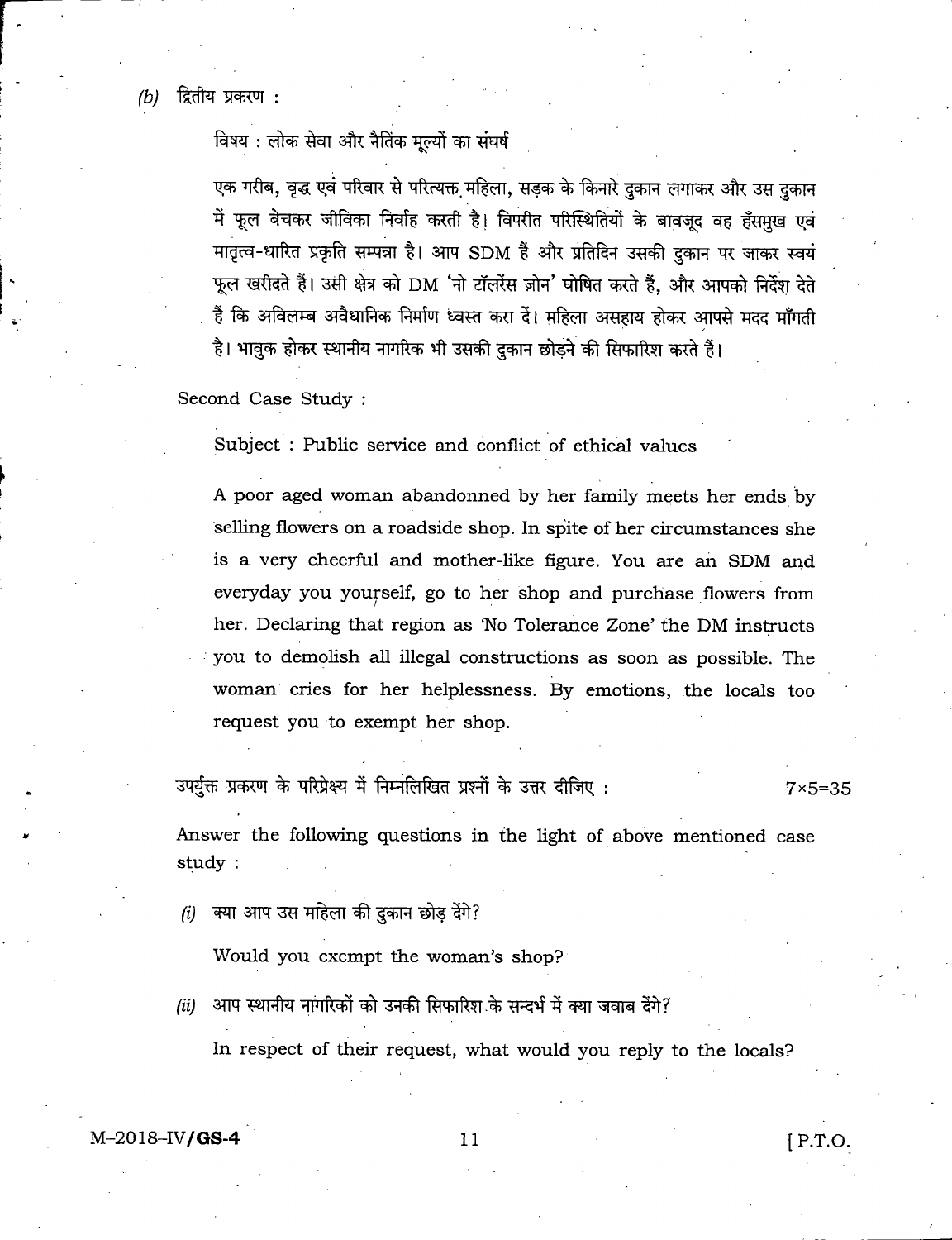*(b)* द्वितीय प्रकरण :

विषय : लोक सेवा और नैतिक मूल्यों का संघर्ष

एक गरीब, वृद्ध एवं परिवार से परित्यक्त महिला, सड़क के किनारे दुकान लगाकर और उस दुकान में फूल बेचकर जीविका निर्वाह करती है। विपरीत परिस्थितियों के बावजूद वह हँसमुख एवं मातृत्व-धारित प्रकृति सम्पन्ना है। आप SDM हैं और प्रतिदिन उसकी दुकान पर जाकर स्वयं फूल खरीदते हैं। उसी क्षेत्र को DM 'नो टॉलरेंस ज़ोन' घोषित करते हैं, और आपको निर्देश देते हैं कि अविलम्ब अवैधानिक निर्माण ध्वस्त करा दें। महिला असहाय होकर आपसे मदद माँगती है। भावुक होकर स्थानीय नागरिक भी उसकी दुकान छोड़ने की सिफारिश करते हैं।

Second Case Study :

Subject : Public service and conflict of ethical values

A poor aged woman abandonned by her family meets her ends by selling flowers on a roadside shop. In spite of her circumstances she is a very cheerful and mother-like figure. You are an SDM and everyday you yourself, go to her shop and purchase flowers from her. Declaring that region as 'No Tolerance Zone' the DM instructs you to demolish all illegal constructions as soon as possible. The woman cries for her helplessness. By emotions, the locals too request you to exempt her shop.

उपर्युक्त प्रकरण के परिप्रेक्ष्य में निम्नलिखित प्रश्नों के उत्तर दीजिए : 7×5=35

Answer the following questions in the light of above mentioned case study :

*(i)* क्या आप उस महिला की दुकान छोड़ देंगे?

Would you exempt the woman's shop?

*(ii)* आप स्थानीय नागरिकों को उनकी सिफारिश के सन्दर्भ में क्या जवाब देंगे?

In respect of their request, what would you reply to the locals?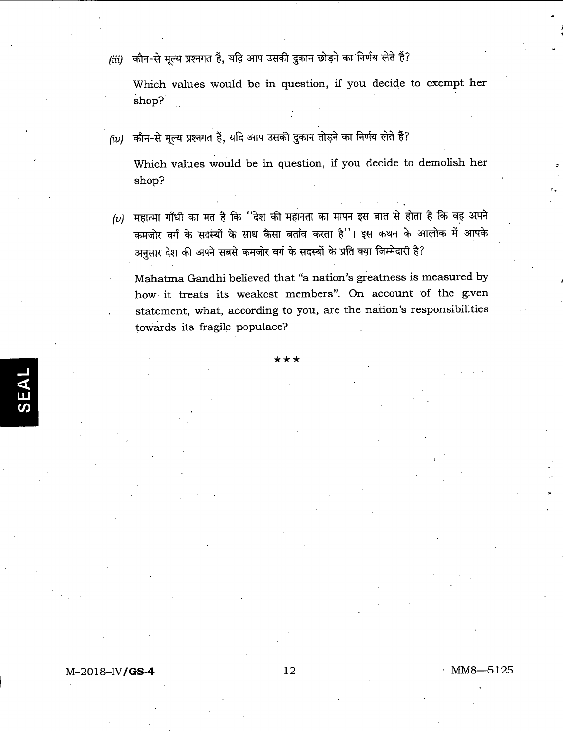*(iii)* कौन-से मूल्य प्रश्नगत हैं, यदि आप उसकी दुकान छोड़ने का निर्णय लेते हैं?

Which values would be in question, if you decide to exempt her shop?

*(iv)* कौन-से मूल्य प्रश्नगत हैं, यदि आप उसकी दुकान तोड़ने का निर्णय लेते हैं?

Which values would be in question, if you decide to demolish her shop?

*(v)* महात्मा गाँधी का मत है कि "देश की महानता का मापन इस बात से होता है कि वह अपने कमजोर वर्ग के सदस्यों के साथ कैसा बर्ताव करता है"। इस कथन के आलोक में आपके अनुसार देश की अपने सबसे कमजोर वर्ग के सदस्यों के प्रति क्या जिम्मेदारी है?

Mahatma Gandhi believed that "a nation's greatness is measured by how it treats its weakest members". On account of the given statement, what, according to you, are the nation's responsibilities towards its fragile populace?

★★★